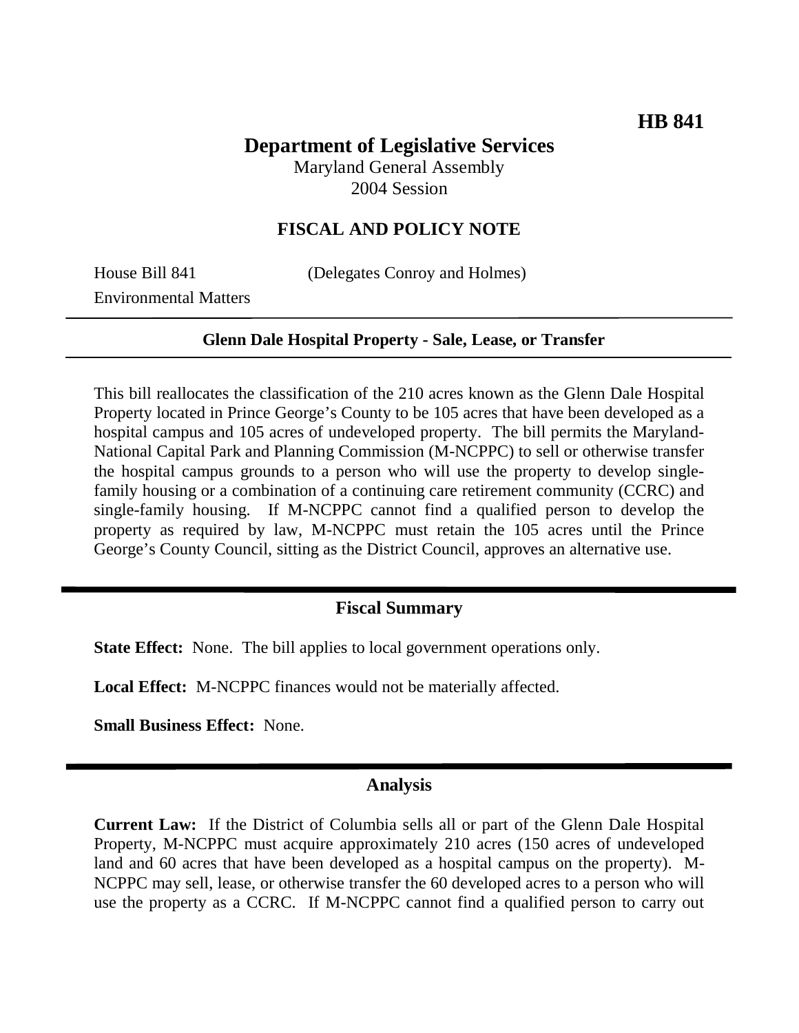**HB 841**

# Department of Legislative Services

Maryland General Assembly
2004 Session

## FISCAL AND POLICY NOTE

House Bill 841 (Delegates Conroy and Holmes)
Environmental Matters

**Glenn Dale Hospital Property - Sale, Lease, or Transfer**

This bill reallocates the classification of the 210 acres known as the Glenn Dale Hospital Property located in Prince George's County to be 105 acres that have been developed as a hospital campus and 105 acres of undeveloped property. The bill permits the Maryland-National Capital Park and Planning Commission (M-NCPPC) to sell or otherwise transfer the hospital campus grounds to a person who will use the property to develop single-family housing or a combination of a continuing care retirement community (CCRC) and single-family housing. If M-NCPPC cannot find a qualified person to develop the property as required by law, M-NCPPC must retain the 105 acres until the Prince George's County Council, sitting as the District Council, approves an alternative use.

## Fiscal Summary

**State Effect:** None. The bill applies to local government operations only.

**Local Effect:** M-NCPPC finances would not be materially affected.

**Small Business Effect:** None.

## Analysis

**Current Law:** If the District of Columbia sells all or part of the Glenn Dale Hospital Property, M-NCPPC must acquire approximately 210 acres (150 acres of undeveloped land and 60 acres that have been developed as a hospital campus on the property). M-NCPPC may sell, lease, or otherwise transfer the 60 developed acres to a person who will use the property as a CCRC. If M-NCPPC cannot find a qualified person to carry out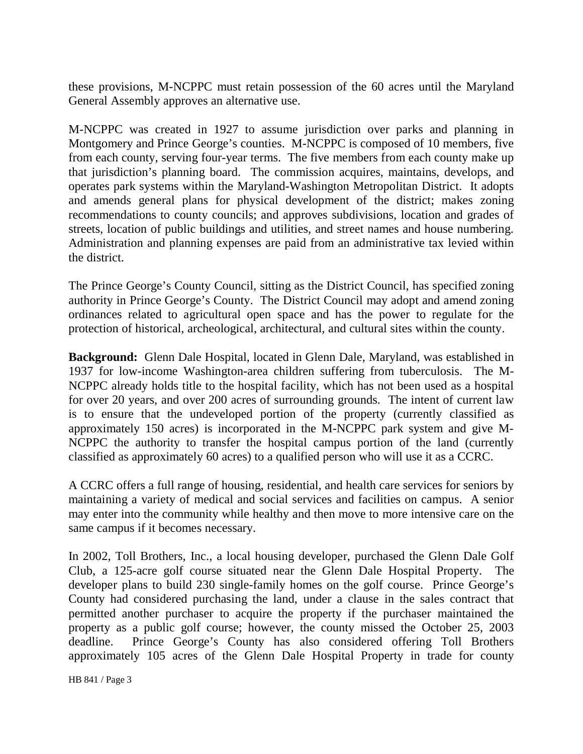these provisions, M-NCPPC must retain possession of the 60 acres until the Maryland General Assembly approves an alternative use.

M-NCPPC was created in 1927 to assume jurisdiction over parks and planning in Montgomery and Prince George's counties. M-NCPPC is composed of 10 members, five from each county, serving four-year terms. The five members from each county make up that jurisdiction's planning board. The commission acquires, maintains, develops, and operates park systems within the Maryland-Washington Metropolitan District. It adopts and amends general plans for physical development of the district; makes zoning recommendations to county councils; and approves subdivisions, location and grades of streets, location of public buildings and utilities, and street names and house numbering. Administration and planning expenses are paid from an administrative tax levied within the district.

The Prince George's County Council, sitting as the District Council, has specified zoning authority in Prince George's County. The District Council may adopt and amend zoning ordinances related to agricultural open space and has the power to regulate for the protection of historical, archeological, architectural, and cultural sites within the county.

**Background:** Glenn Dale Hospital, located in Glenn Dale, Maryland, was established in 1937 for low-income Washington-area children suffering from tuberculosis. The M-NCPPC already holds title to the hospital facility, which has not been used as a hospital for over 20 years, and over 200 acres of surrounding grounds. The intent of current law is to ensure that the undeveloped portion of the property (currently classified as approximately 150 acres) is incorporated in the M-NCPPC park system and give M-NCPPC the authority to transfer the hospital campus portion of the land (currently classified as approximately 60 acres) to a qualified person who will use it as a CCRC.

A CCRC offers a full range of housing, residential, and health care services for seniors by maintaining a variety of medical and social services and facilities on campus. A senior may enter into the community while healthy and then move to more intensive care on the same campus if it becomes necessary.

In 2002, Toll Brothers, Inc., a local housing developer, purchased the Glenn Dale Golf Club, a 125-acre golf course situated near the Glenn Dale Hospital Property. The developer plans to build 230 single-family homes on the golf course. Prince George's County had considered purchasing the land, under a clause in the sales contract that permitted another purchaser to acquire the property if the purchaser maintained the property as a public golf course; however, the county missed the October 25, 2003 deadline. Prince George's County has also considered offering Toll Brothers approximately 105 acres of the Glenn Dale Hospital Property in trade for county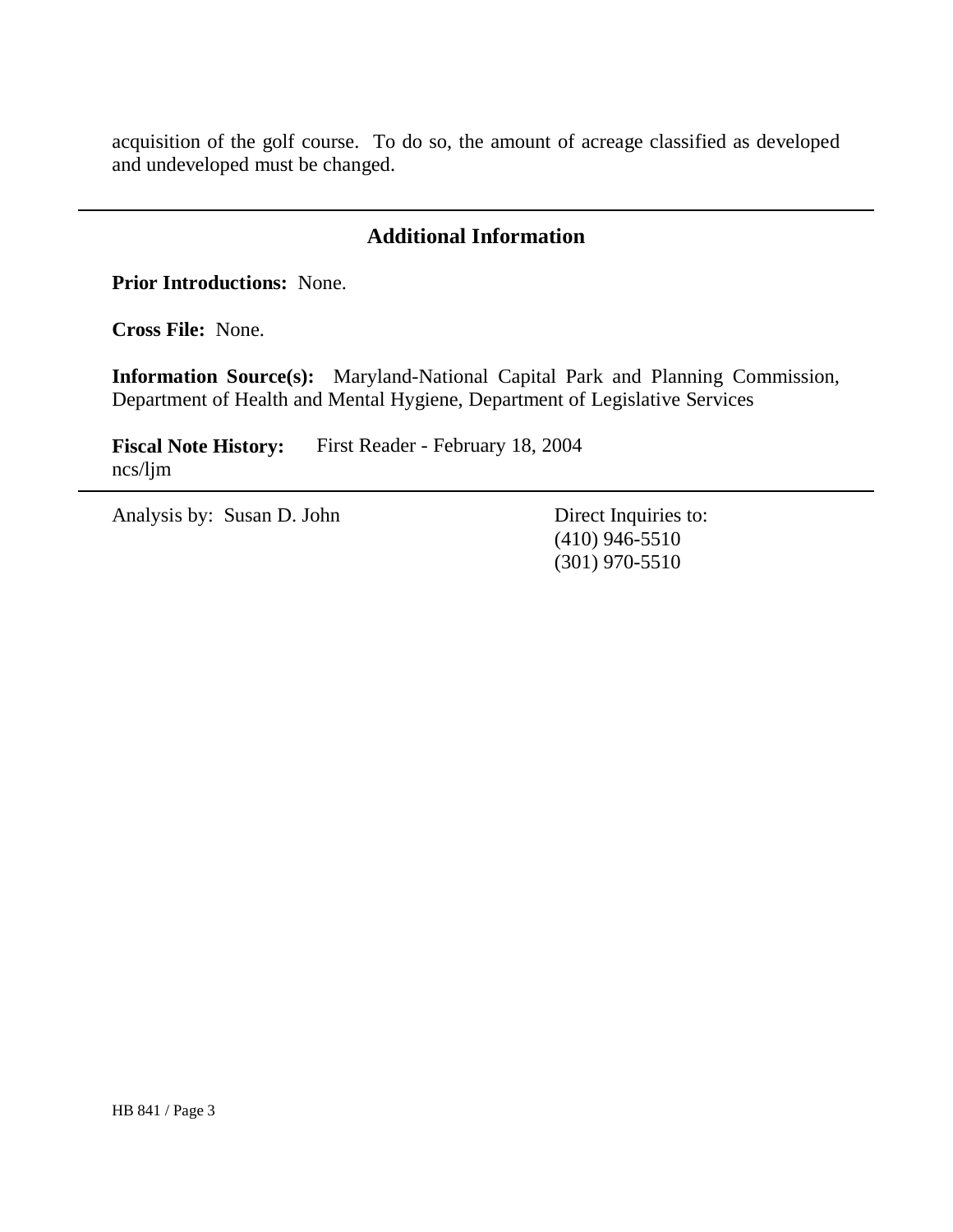acquisition of the golf course. To do so, the amount of acreage classified as developed and undeveloped must be changed.

## Additional Information

**Prior Introductions:** None.

**Cross File:** None.

**Information Source(s):** Maryland-National Capital Park and Planning Commission, Department of Health and Mental Hygiene, Department of Legislative Services

**Fiscal Note History:** First Reader - February 18, 2004
ncs/ljm

Analysis by: Susan D. John

Direct Inquiries to:
(410) 946-5510
(301) 970-5510